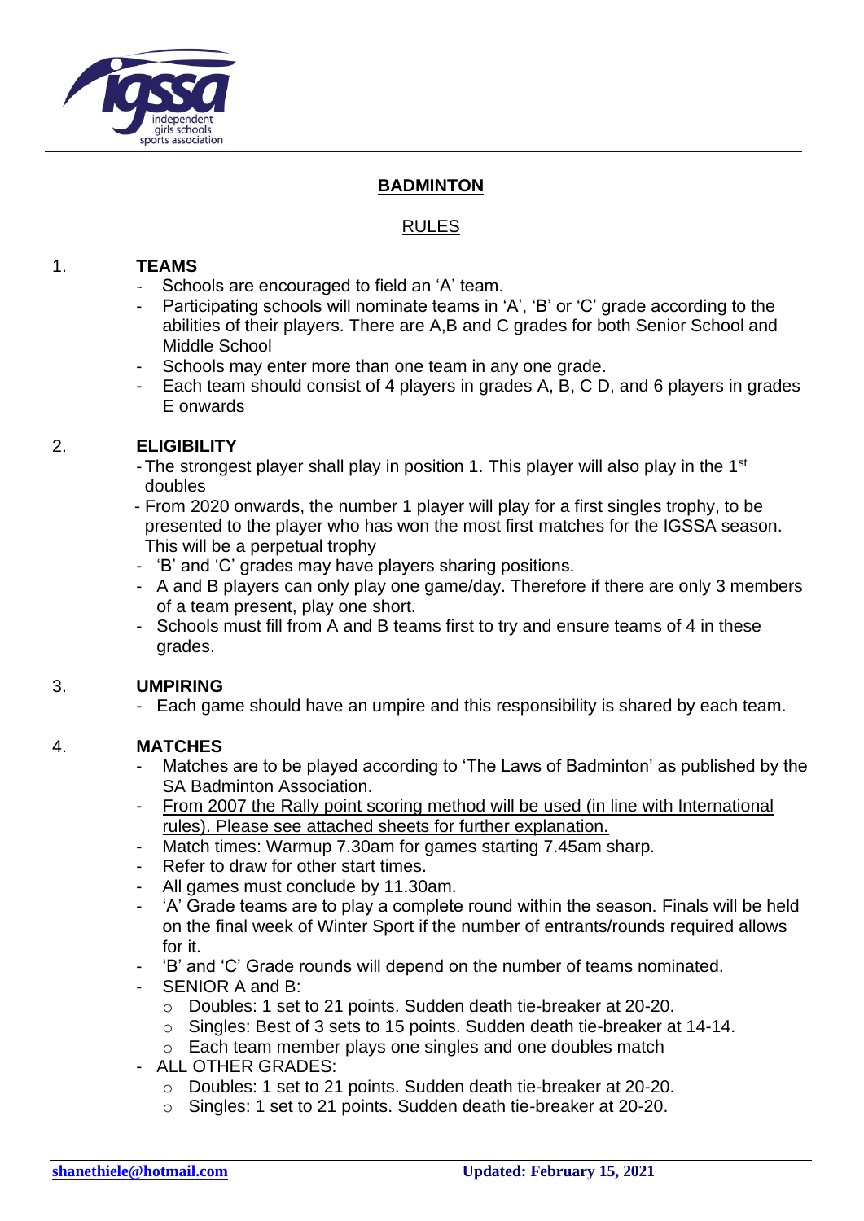# BADMINTON

## RULES

1. **TEAMS**
   - Schools are encouraged to field an 'A' team.
   - Participating schools will nominate teams in 'A', 'B' or 'C' grade according to the abilities of their players. There are A,B and C grades for both Senior School and Middle School
   - Schools may enter more than one team in any one grade.
   - Each team should consist of 4 players in grades A, B, C D, and 6 players in grades E onwards

2. **ELIGIBILITY**
   - The strongest player shall play in position 1. This player will also play in the 1st doubles
   - From 2020 onwards, the number 1 player will play for a first singles trophy, to be presented to the player who has won the most first matches for the IGSSA season. This will be a perpetual trophy
   - 'B' and 'C' grades may have players sharing positions.
   - A and B players can only play one game/day. Therefore if there are only 3 members of a team present, play one short.
   - Schools must fill from A and B teams first to try and ensure teams of 4 in these grades.

3. **UMPIRING**
   - Each game should have an umpire and this responsibility is shared by each team.

4. **MATCHES**
   - Matches are to be played according to 'The Laws of Badminton' as published by the SA Badminton Association.
   - From 2007 the Rally point scoring method will be used (in line with International rules). Please see attached sheets for further explanation.
   - Match times: Warmup 7.30am for games starting 7.45am sharp.
   - Refer to draw for other start times.
   - All games must conclude by 11.30am.
   - 'A' Grade teams are to play a complete round within the season. Finals will be held on the final week of Winter Sport if the number of entrants/rounds required allows for it.
   - 'B' and 'C' Grade rounds will depend on the number of teams nominated.
   - SENIOR A and B:
     - Doubles: 1 set to 21 points. Sudden death tie-breaker at 20-20.
     - Singles: Best of 3 sets to 15 points. Sudden death tie-breaker at 14-14.
     - Each team member plays one singles and one doubles match
   - ALL OTHER GRADES:
     - Doubles: 1 set to 21 points. Sudden death tie-breaker at 20-20.
     - Singles: 1 set to 21 points. Sudden death tie-breaker at 20-20.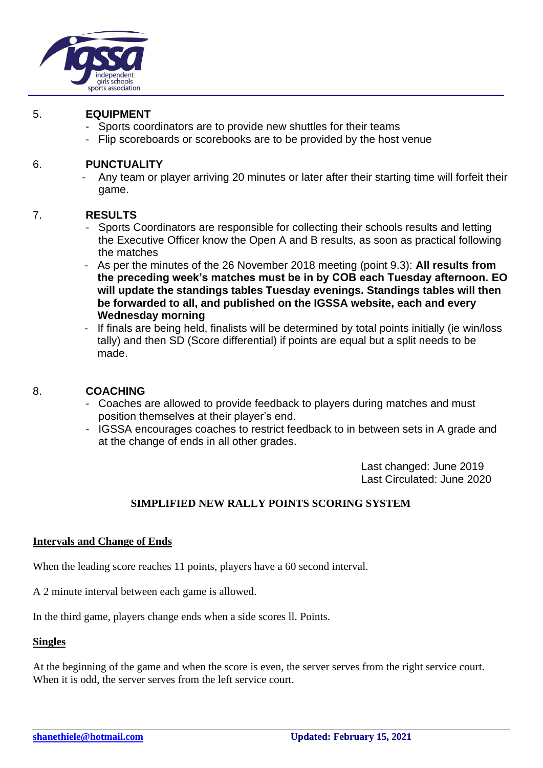## 5. EQUIPMENT

- Sports coordinators are to provide new shuttles for their teams
- Flip scoreboards or scorebooks are to be provided by the host venue

## 6. PUNCTUALITY

- Any team or player arriving 20 minutes or later after their starting time will forfeit their game.

## 7. RESULTS

- Sports Coordinators are responsible for collecting their schools results and letting the Executive Officer know the Open A and B results, as soon as practical following the matches
- As per the minutes of the 26 November 2018 meeting (point 9.3): **All results from the preceding week's matches must be in by COB each Tuesday afternoon. EO will update the standings tables Tuesday evenings. Standings tables will then be forwarded to all, and published on the IGSSA website, each and every Wednesday morning**
- If finals are being held, finalists will be determined by total points initially (ie win/loss tally) and then SD (Score differential) if points are equal but a split needs to be made.

## 8. COACHING

- Coaches are allowed to provide feedback to players during matches and must position themselves at their player's end.
- IGSSA encourages coaches to restrict feedback to in between sets in A grade and at the change of ends in all other grades.

Last changed: June 2019
Last Circulated: June 2020

## SIMPLIFIED NEW RALLY POINTS SCORING SYSTEM

### Intervals and Change of Ends

When the leading score reaches 11 points, players have a 60 second interval.

A 2 minute interval between each game is allowed.

In the third game, players change ends when a side scores ll. Points.

### Singles

At the beginning of the game and when the score is even, the server serves from the right service court. When it is odd, the server serves from the left service court.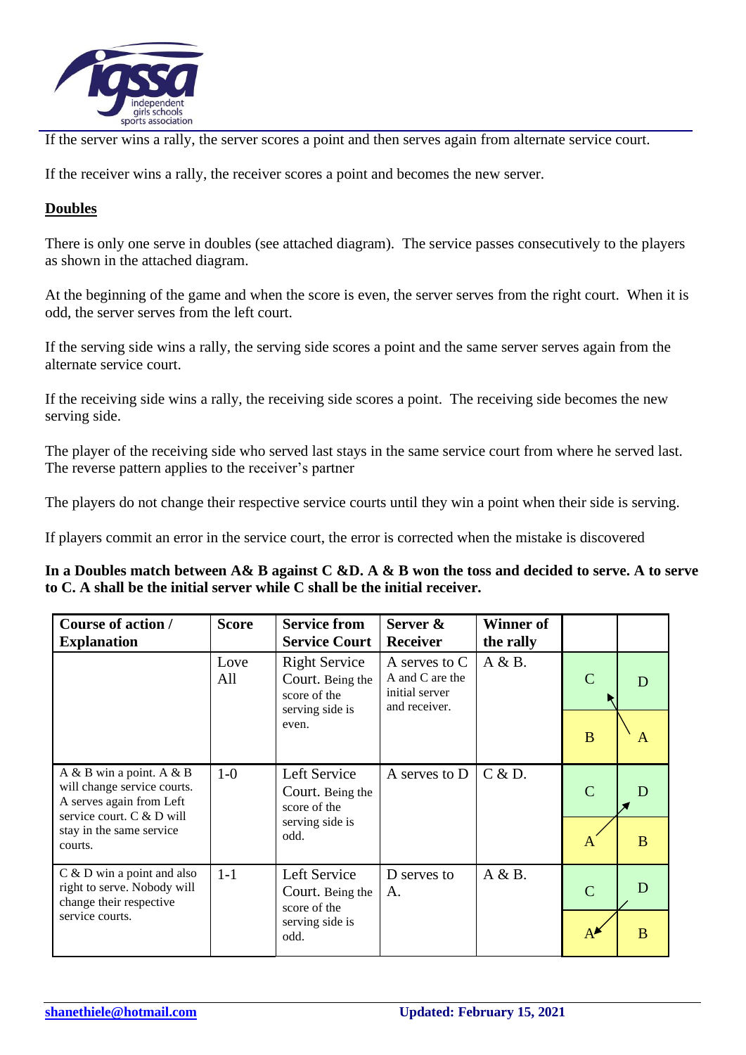If the server wins a rally, the server scores a point and then serves again from alternate service court.

If the receiver wins a rally, the receiver scores a point and becomes the new server.

## Doubles

There is only one serve in doubles (see attached diagram). The service passes consecutively to the players as shown in the attached diagram.

At the beginning of the game and when the score is even, the server serves from the right court. When it is odd, the server serves from the left court.

If the serving side wins a rally, the serving side scores a point and the same server serves again from the alternate service court.

If the receiving side wins a rally, the receiving side scores a point. The receiving side becomes the new serving side.

The player of the receiving side who served last stays in the same service court from where he served last. The reverse pattern applies to the receiver's partner

The players do not change their respective service courts until they win a point when their side is serving.

If players commit an error in the service court, the error is corrected when the mistake is discovered

**In a Doubles match between A& B against C &D. A & B won the toss and decided to serve. A to serve to C. A shall be the initial server while C shall be the initial receiver.**

| Course of action / Explanation | Score | Service from Service Court | Server & Receiver | Winner of the rally | | |
|---|---|---|---|---|---|---|
| | Love All | Right Service Court. Being the score of the serving side is even. | A serves to C. A and C are the initial server and receiver. | A & B. | C / B | D / A |
| A & B win a point. A & B will change service courts. A serves again from Left service court. C & D will stay in the same service courts. | 1-0 | Left Service Court. Being the score of the serving side is odd. | A serves to D | C & D. | C / A | D / B |
| C & D win a point and also right to serve. Nobody will change their respective service courts. | 1-1 | Left Service Court. Being the score of the serving side is odd. | D serves to A. | A & B. | C / A | D / B |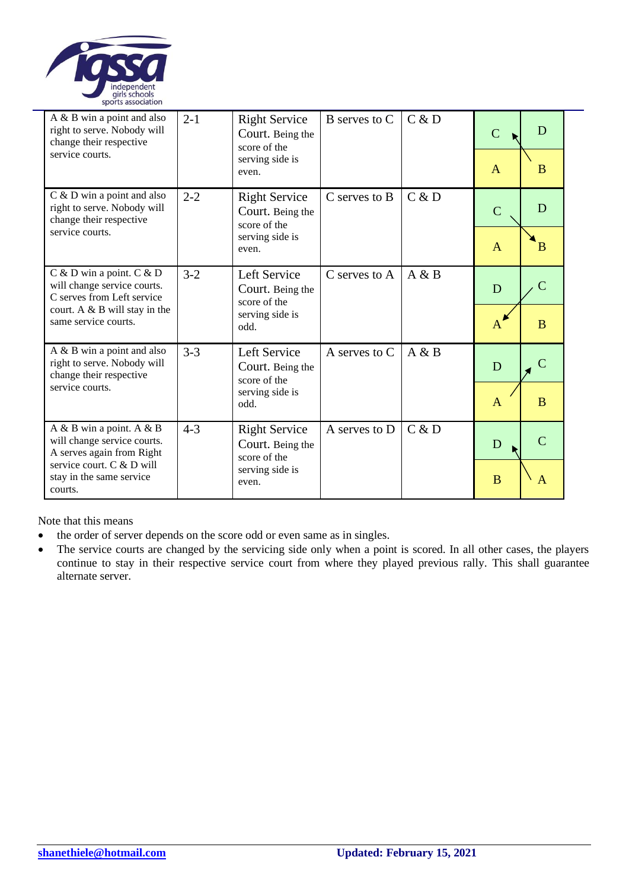| | | | | | |
|---|---|---|---|---|---|
| A & B win a point and also right to serve. Nobody will change their respective service courts. | 2-1 | Right Service Court. Being the score of the serving side is even. | B serves to C | C & D | C D / A B |
| C & D win a point and also right to serve. Nobody will change their respective service courts. | 2-2 | Right Service Court. Being the score of the serving side is even. | C serves to B | C & D | C D / A B |
| C & D win a point. C & D will change service courts. C serves from Left service court. A & B will stay in the same service courts. | 3-2 | Left Service Court. Being the score of the serving side is odd. | C serves to A | A & B | D C / A B |
| A & B win a point and also right to serve. Nobody will change their respective service courts. | 3-3 | Left Service Court. Being the score of the serving side is odd. | A serves to C | A & B | D C / A B |
| A & B win a point. A & B will change service courts. A serves again from Right service court. C & D will stay in the same service courts. | 4-3 | Right Service Court. Being the score of the serving side is even. | A serves to D | C & D | D C / B A |

Note that this means

- the order of server depends on the score odd or even same as in singles.
- The service courts are changed by the servicing side only when a point is scored. In all other cases, the players continue to stay in their respective service court from where they played previous rally. This shall guarantee alternate server.